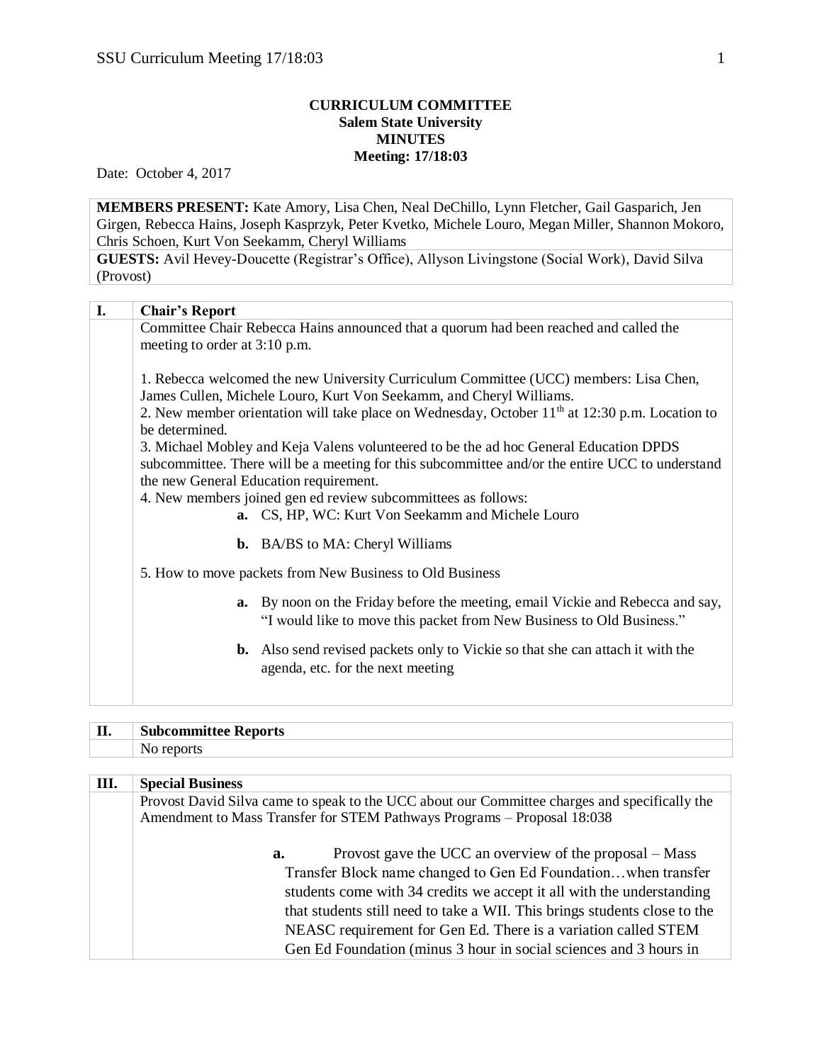**CURRICULUM COMMITTEE**
**Salem State University**
**MINUTES**
**Meeting: 17/18:03**

Date: October 4, 2017

**MEMBERS PRESENT:** Kate Amory, Lisa Chen, Neal DeChillo, Lynn Fletcher, Gail Gasparich, Jen Girgen, Rebecca Hains, Joseph Kasprzyk, Peter Kvetko, Michele Louro, Megan Miller, Shannon Mokoro, Chris Schoen, Kurt Von Seekamm, Cheryl Williams

**GUESTS:** Avil Hevey-Doucette (Registrar's Office), Allyson Livingstone (Social Work), David Silva (Provost)

## I. Chair's Report

Committee Chair Rebecca Hains announced that a quorum had been reached and called the meeting to order at 3:10 p.m.

1. Rebecca welcomed the new University Curriculum Committee (UCC) members: Lisa Chen, James Cullen, Michele Louro, Kurt Von Seekamm, and Cheryl Williams.
2. New member orientation will take place on Wednesday, October 11th at 12:30 p.m. Location to be determined.
3. Michael Mobley and Keja Valens volunteered to be the ad hoc General Education DPDS subcommittee. There will be a meeting for this subcommittee and/or the entire UCC to understand the new General Education requirement.
4. New members joined gen ed review subcommittees as follows:
   - **a.** CS, HP, WC: Kurt Von Seekamm and Michele Louro
   - **b.** BA/BS to MA: Cheryl Williams
5. How to move packets from New Business to Old Business
   - **a.** By noon on the Friday before the meeting, email Vickie and Rebecca and say, "I would like to move this packet from New Business to Old Business."
   - **b.** Also send revised packets only to Vickie so that she can attach it with the agenda, etc. for the next meeting

## II. Subcommittee Reports

No reports

## III. Special Business

Provost David Silva came to speak to the UCC about our Committee charges and specifically the Amendment to Mass Transfer for STEM Pathways Programs – Proposal 18:038

- **a.** Provost gave the UCC an overview of the proposal – Mass Transfer Block name changed to Gen Ed Foundation…when transfer students come with 34 credits we accept it all with the understanding that students still need to take a WII. This brings students close to the NEASC requirement for Gen Ed. There is a variation called STEM Gen Ed Foundation (minus 3 hour in social sciences and 3 hours in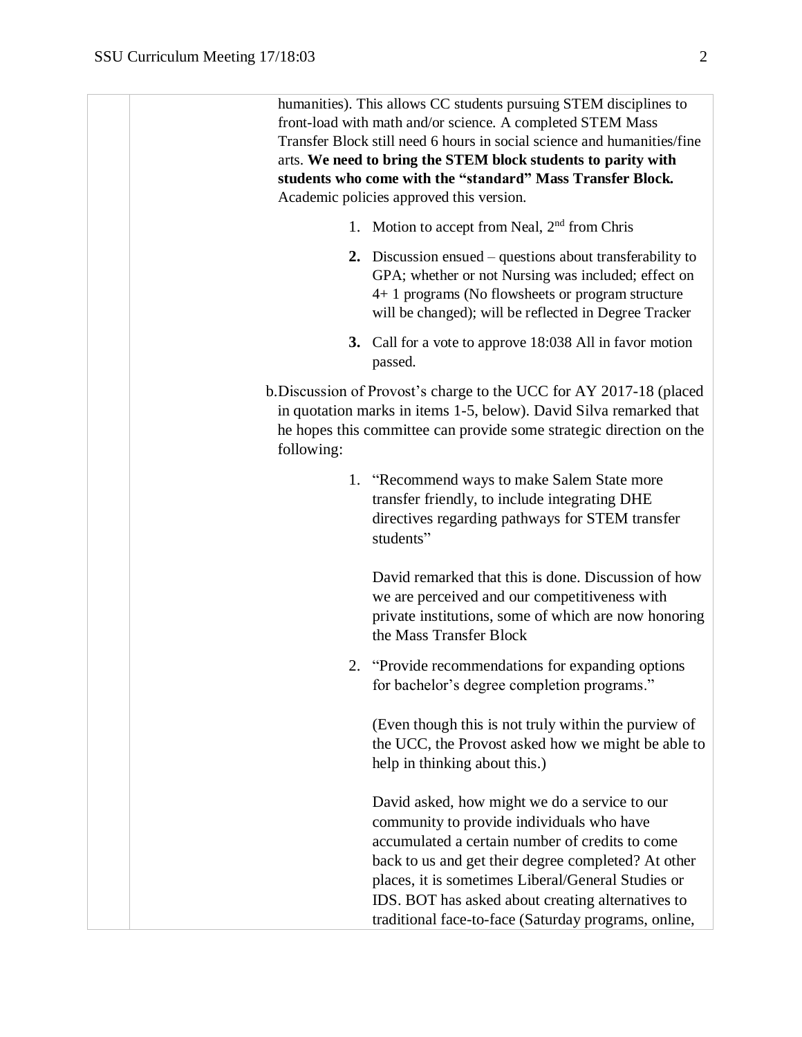humanities). This allows CC students pursuing STEM disciplines to front-load with math and/or science. A completed STEM Mass Transfer Block still need 6 hours in social science and humanities/fine arts. **We need to bring the STEM block students to parity with students who come with the "standard" Mass Transfer Block.** Academic policies approved this version.

1. Motion to accept from Neal, 2nd from Chris
2. Discussion ensued – questions about transferability to GPA; whether or not Nursing was included; effect on 4+ 1 programs (No flowsheets or program structure will be changed); will be reflected in Degree Tracker
3. Call for a vote to approve 18:038 All in favor motion passed.

b. Discussion of Provost's charge to the UCC for AY 2017-18 (placed in quotation marks in items 1-5, below). David Silva remarked that he hopes this committee can provide some strategic direction on the following:

1. "Recommend ways to make Salem State more transfer friendly, to include integrating DHE directives regarding pathways for STEM transfer students"

   David remarked that this is done. Discussion of how we are perceived and our competitiveness with private institutions, some of which are now honoring the Mass Transfer Block

2. "Provide recommendations for expanding options for bachelor's degree completion programs."

   (Even though this is not truly within the purview of the UCC, the Provost asked how we might be able to help in thinking about this.)

   David asked, how might we do a service to our community to provide individuals who have accumulated a certain number of credits to come back to us and get their degree completed? At other places, it is sometimes Liberal/General Studies or IDS. BOT has asked about creating alternatives to traditional face-to-face (Saturday programs, online,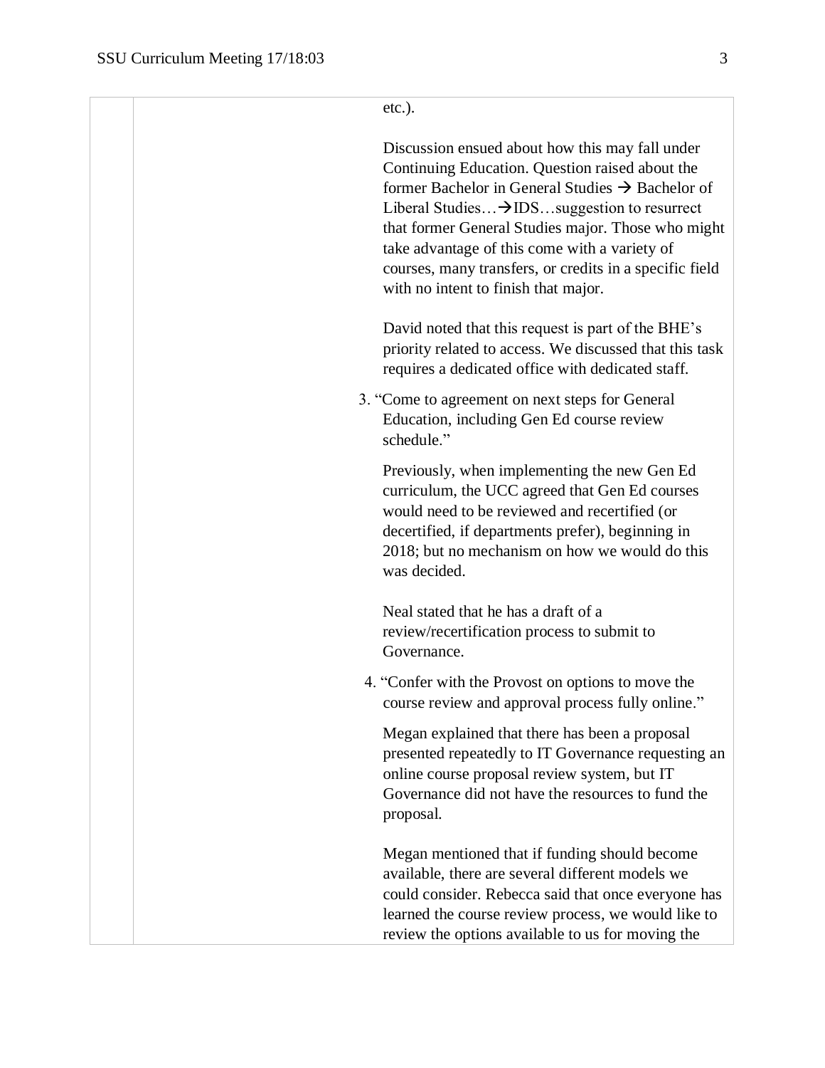| | | |
|---|---|---|
| | | etc.).<br><br>Discussion ensued about how this may fall under Continuing Education. Question raised about the former Bachelor in General Studies → Bachelor of Liberal Studies…→IDS…suggestion to resurrect that former General Studies major. Those who might take advantage of this come with a variety of courses, many transfers, or credits in a specific field with no intent to finish that major.<br><br>David noted that this request is part of the BHE's priority related to access. We discussed that this task requires a dedicated office with dedicated staff.<br><br>3. "Come to agreement on next steps for General Education, including Gen Ed course review schedule."<br><br>Previously, when implementing the new Gen Ed curriculum, the UCC agreed that Gen Ed courses would need to be reviewed and recertified (or decertified, if departments prefer), beginning in 2018; but no mechanism on how we would do this was decided.<br><br>Neal stated that he has a draft of a review/recertification process to submit to Governance.<br><br>4. "Confer with the Provost on options to move the course review and approval process fully online."<br><br>Megan explained that there has been a proposal presented repeatedly to IT Governance requesting an online course proposal review system, but IT Governance did not have the resources to fund the proposal.<br><br>Megan mentioned that if funding should become available, there are several different models we could consider. Rebecca said that once everyone has learned the course review process, we would like to review the options available to us for moving the |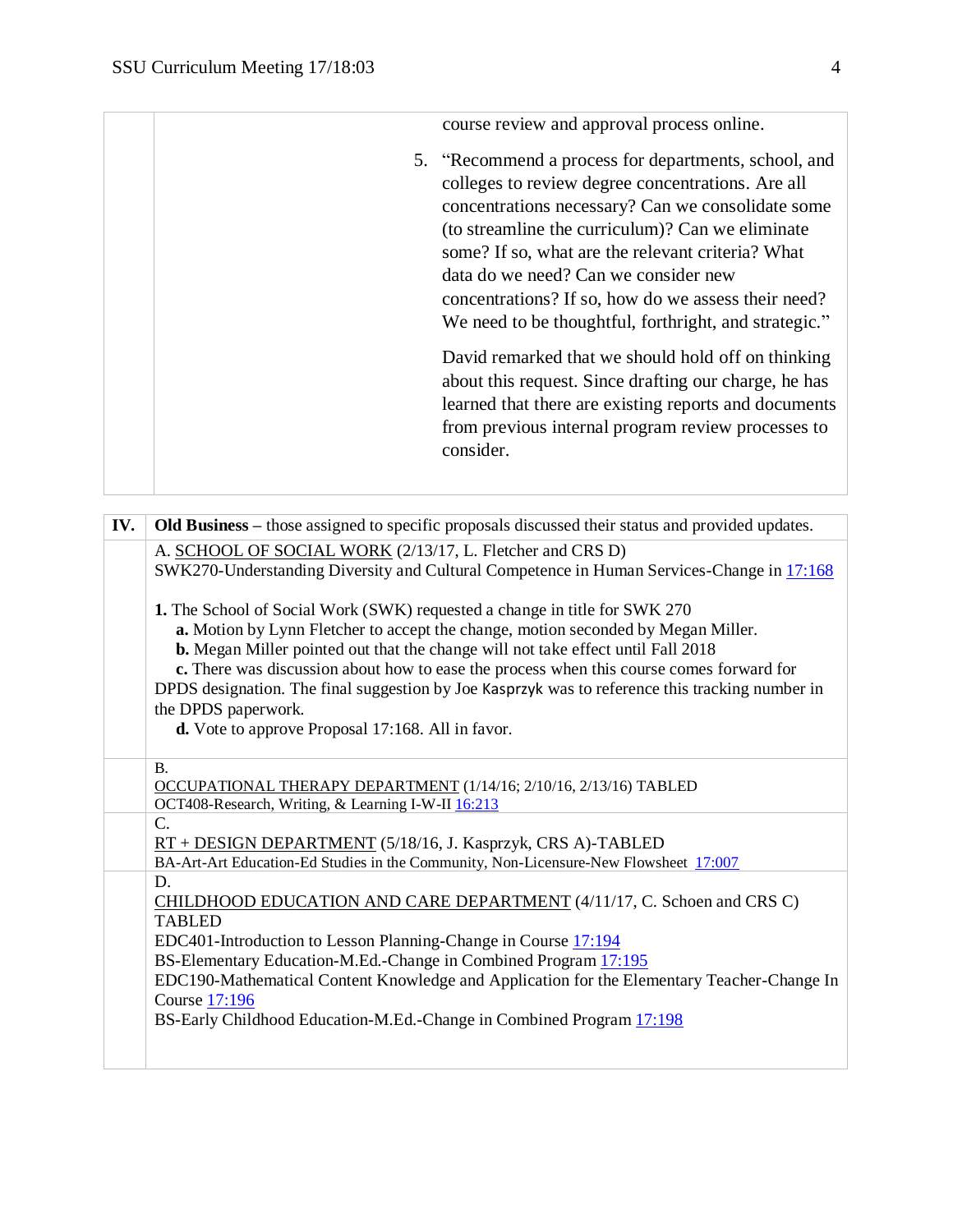course review and approval process online.

5. "Recommend a process for departments, school, and colleges to review degree concentrations. Are all concentrations necessary? Can we consolidate some (to streamline the curriculum)? Can we eliminate some? If so, what are the relevant criteria? What data do we need? Can we consider new concentrations? If so, how do we assess their need? We need to be thoughtful, forthright, and strategic."

   David remarked that we should hold off on thinking about this request. Since drafting our charge, he has learned that there are existing reports and documents from previous internal program review processes to consider.

## IV. **Old Business** – those assigned to specific proposals discussed their status and provided updates.

A. SCHOOL OF SOCIAL WORK (2/13/17, L. Fletcher and CRS D)
SWK270-Understanding Diversity and Cultural Competence in Human Services-Change in 17:168

**1.** The School of Social Work (SWK) requested a change in title for SWK 270
- **a.** Motion by Lynn Fletcher to accept the change, motion seconded by Megan Miller.
- **b.** Megan Miller pointed out that the change will not take effect until Fall 2018
- **c.** There was discussion about how to ease the process when this course comes forward for DPDS designation. The final suggestion by Joe Kasprzyk was to reference this tracking number in the DPDS paperwork.
- **d.** Vote to approve Proposal 17:168. All in favor.

B.
OCCUPATIONAL THERAPY DEPARTMENT (1/14/16; 2/10/16, 2/13/16) TABLED
OCT408-Research, Writing, & Learning I-W-II 16:213

C.
RT + DESIGN DEPARTMENT (5/18/16, J. Kasprzyk, CRS A)-TABLED
BA-Art-Art Education-Ed Studies in the Community, Non-Licensure-New Flowsheet 17:007

D.
CHILDHOOD EDUCATION AND CARE DEPARTMENT (4/11/17, C. Schoen and CRS C) TABLED
EDC401-Introduction to Lesson Planning-Change in Course 17:194
BS-Elementary Education-M.Ed.-Change in Combined Program 17:195
EDC190-Mathematical Content Knowledge and Application for the Elementary Teacher-Change In Course 17:196
BS-Early Childhood Education-M.Ed.-Change in Combined Program 17:198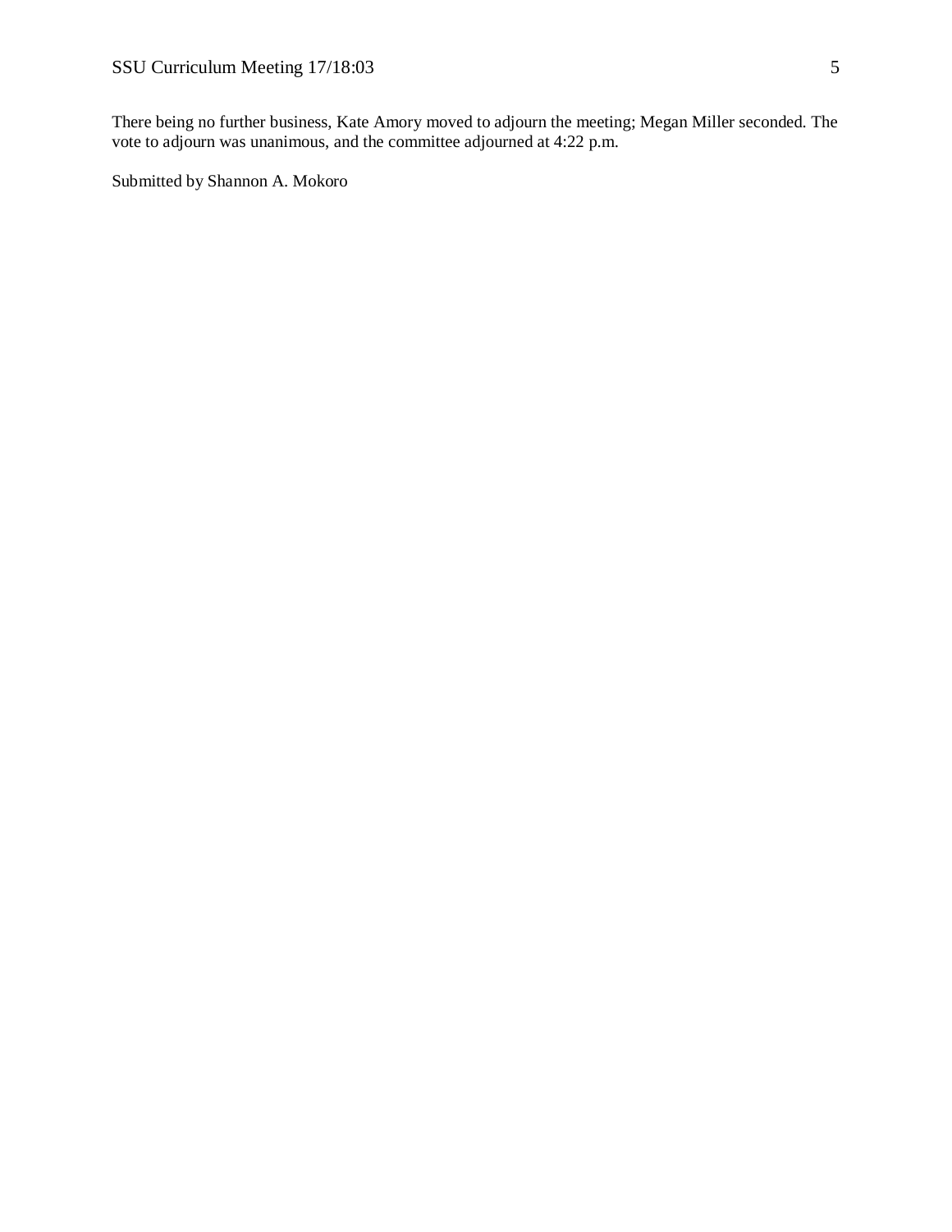There being no further business, Kate Amory moved to adjourn the meeting; Megan Miller seconded. The vote to adjourn was unanimous, and the committee adjourned at 4:22 p.m.

Submitted by Shannon A. Mokoro